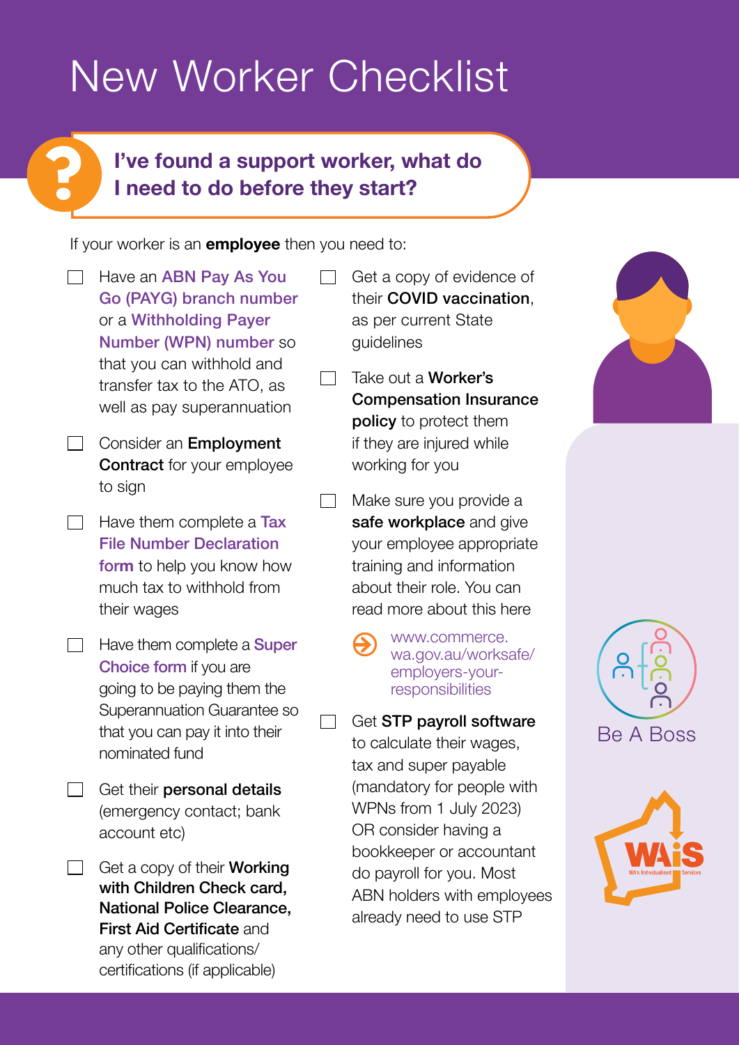# New Worker Checklist

## I've found a support worker, what do I need to do before they start?

If your worker is an **employee** then you need to:

- [ ] Have an **ABN Pay As You Go (PAYG) branch number** or a **Withholding Payer Number (WPN) number** so that you can withhold and transfer tax to the ATO, as well as pay superannuation
- [ ] Consider an **Employment Contract** for your employee to sign
- [ ] Have them complete a **Tax File Number Declaration form** to help you know how much tax to withhold from their wages
- [ ] Have them complete a **Super Choice form** if you are going to be paying them the Superannuation Guarantee so that you can pay it into their nominated fund
- [ ] Get their **personal details** (emergency contact; bank account etc)
- [ ] Get a copy of their **Working with Children Check card, National Police Clearance, First Aid Certificate** and any other qualifications/ certifications (if applicable)
- [ ] Get a copy of evidence of their **COVID vaccination**, as per current State guidelines
- [ ] Take out a **Worker's Compensation Insurance policy** to protect them if they are injured while working for you
- [ ] Make sure you provide a **safe workplace** and give your employee appropriate training and information about their role. You can read more about this here
  - www.commerce.wa.gov.au/worksafe/employers-your-responsibilities
- [ ] Get **STP payroll software** to calculate their wages, tax and super payable (mandatory for people with WPNs from 1 July 2023) OR consider having a bookkeeper or accountant do payroll for you. Most ABN holders with employees already need to use STP

Be A Boss

WAiS WA's Individualised Services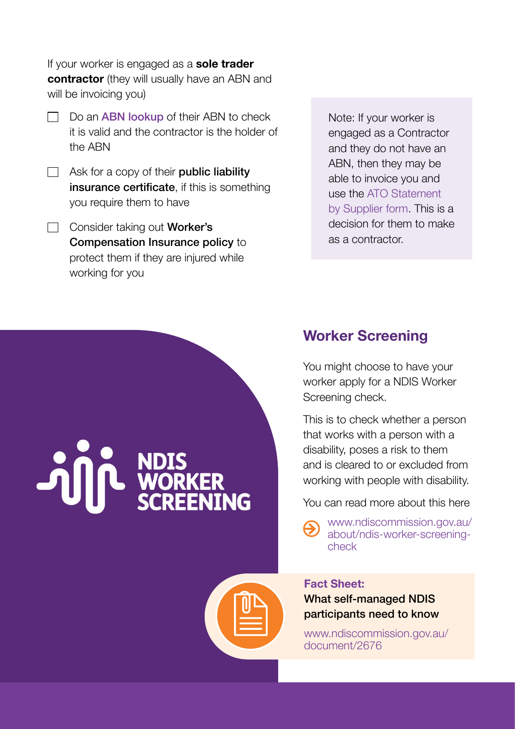If your worker is engaged as a **sole trader contractor** (they will usually have an ABN and will be invoicing you)

- [ ] Do an **ABN lookup** of their ABN to check it is valid and the contractor is the holder of the ABN
- [ ] Ask for a copy of their **public liability insurance certificate**, if this is something you require them to have
- [ ] Consider taking out **Worker's Compensation Insurance policy** to protect them if they are injured while working for you

Note: If your worker is engaged as a Contractor and they do not have an ABN, then they may be able to invoice you and use the ATO Statement by Supplier form. This is a decision for them to make as a contractor.

NDIS WORKER SCREENING

## Worker Screening

You might choose to have your worker apply for a NDIS Worker Screening check.

This is to check whether a person that works with a person with a disability, poses a risk to them and is cleared to or excluded from working with people with disability.

You can read more about this here

www.ndiscommission.gov.au/about/ndis-worker-screening-check

**Fact Sheet:**
**What self-managed NDIS participants need to know**

www.ndiscommission.gov.au/document/2676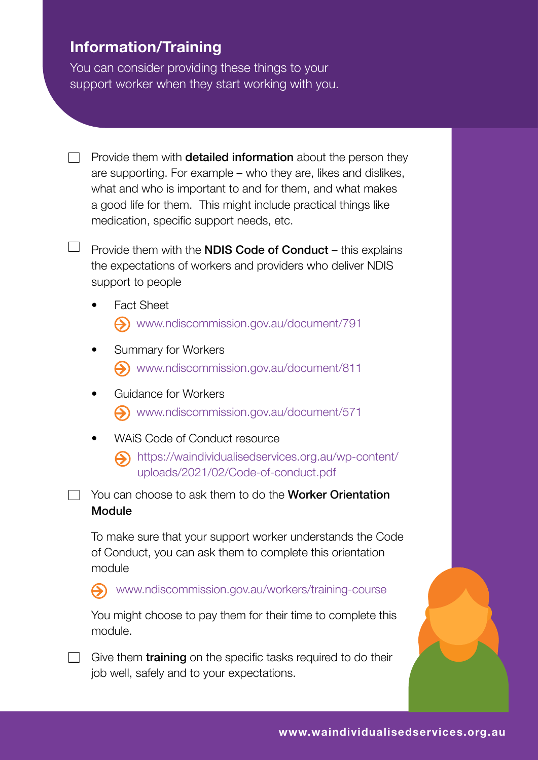## Information/Training

You can consider providing these things to your support worker when they start working with you.

- [ ] Provide them with **detailed information** about the person they are supporting. For example – who they are, likes and dislikes, what and who is important to and for them, and what makes a good life for them. This might include practical things like medication, specific support needs, etc.

- [ ] Provide them with the **NDIS Code of Conduct** – this explains the expectations of workers and providers who deliver NDIS support to people
  - Fact Sheet
    www.ndiscommission.gov.au/document/791
  - Summary for Workers
    www.ndiscommission.gov.au/document/811
  - Guidance for Workers
    www.ndiscommission.gov.au/document/571
  - WAiS Code of Conduct resource
    https://waindividualisedservices.org.au/wp-content/uploads/2021/02/Code-of-conduct.pdf

- [ ] You can choose to ask them to do the **Worker Orientation Module**

  To make sure that your support worker understands the Code of Conduct, you can ask them to complete this orientation module

  www.ndiscommission.gov.au/workers/training-course

  You might choose to pay them for their time to complete this module.

- [ ] Give them **training** on the specific tasks required to do their job well, safely and to your expectations.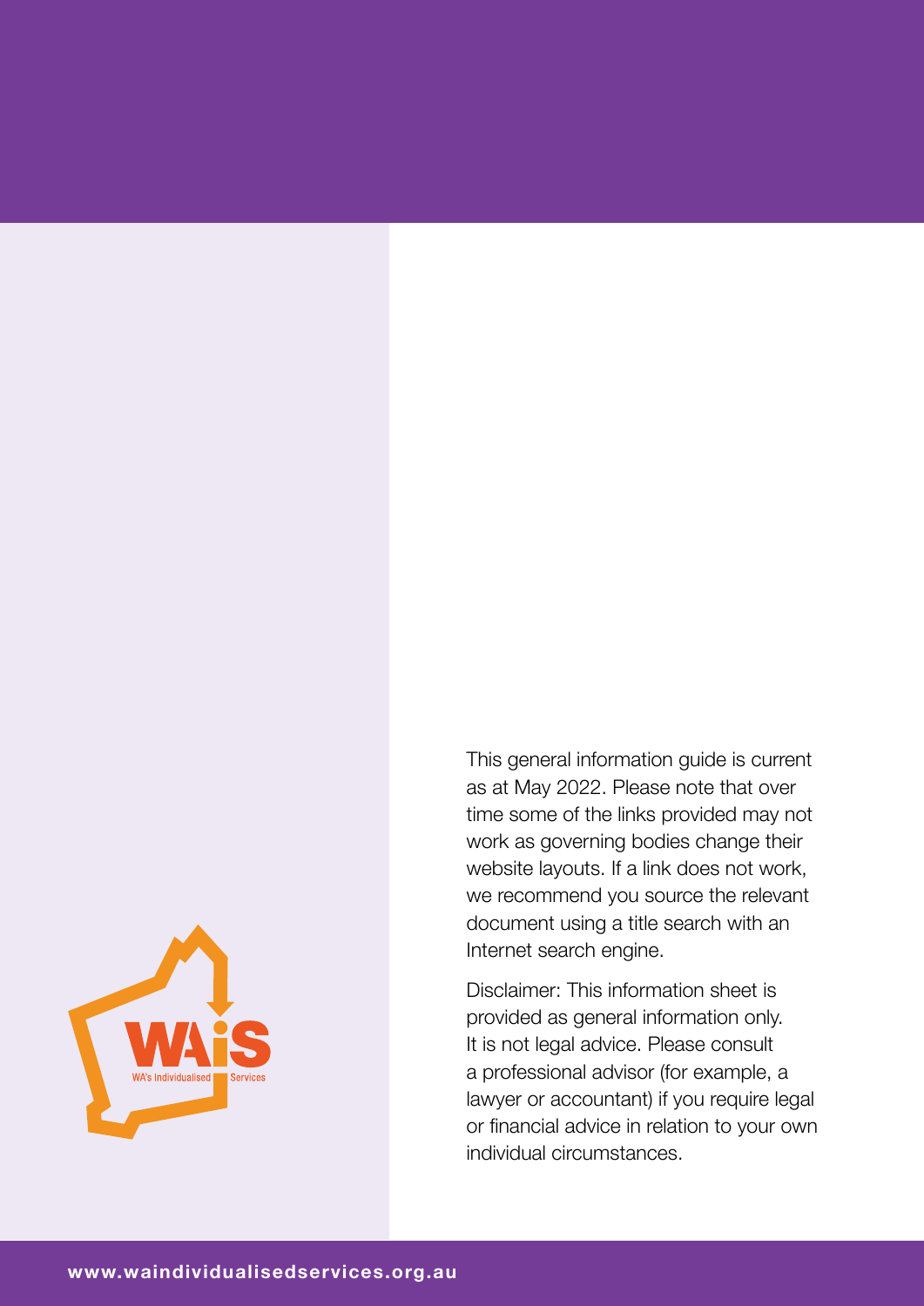This general information guide is current as at May 2022. Please note that over time some of the links provided may not work as governing bodies change their website layouts. If a link does not work, we recommend you source the relevant document using a title search with an Internet search engine.

Disclaimer: This information sheet is provided as general information only. It is not legal advice. Please consult a professional advisor (for example, a lawyer or accountant) if you require legal or financial advice in relation to your own individual circumstances.

WAiS

WA's Individualised Services

**www.waindividualisedservices.org.au**